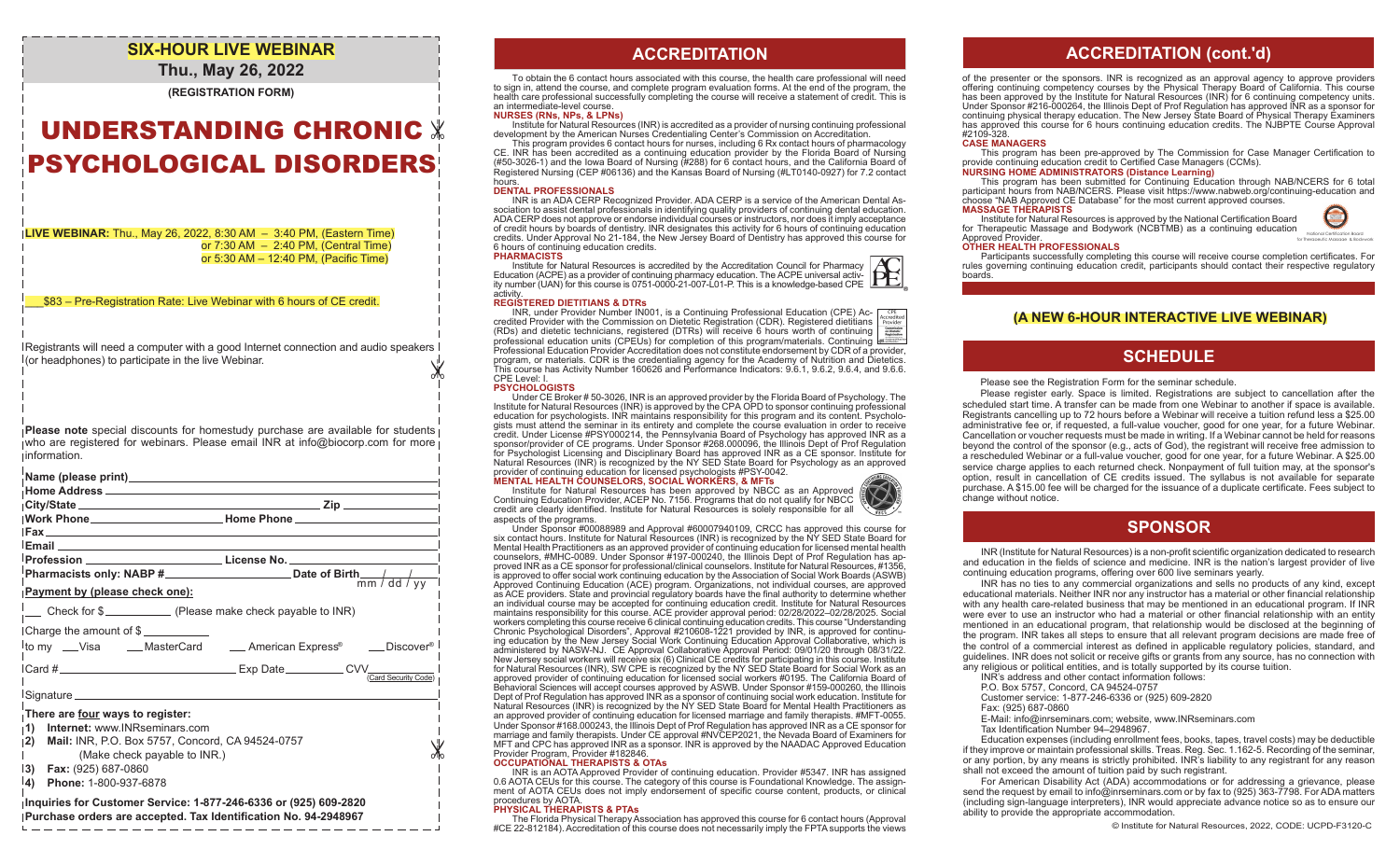## SIX-HOUR LIVE WEBINAR

**Thu., May 26, 2022**

**(REGISTRATION FORM)**

# UNDERSTANDING CHRONIC PSYCHOLOGICAL DISORDERS

**LIVE WEBINAR:** Thu., May 26, 2022, 8:30 AM – 3:40 PM, (Eastern Time)
or 7:30 AM – 2:40 PM, (Central Time)
or 5:30 AM – 12:40 PM, (Pacific Time)

___ $83 – Pre-Registration Rate: Live Webinar with 6 hours of CE credit.

Registrants will need a computer with a good Internet connection and audio speakers (or headphones) to participate in the live Webinar.

**Please note** special discounts for homestudy purchase are available for students who are registered for webinars. Please email INR at info@biocorp.com for more information.

**Name (please print)** ______________________________

**Home Address** ______________________________

**City/State** ____________________ **Zip** __________

**Work Phone** ________________ **Home Phone** ________________

**Fax** ______________________________

**Email** ______________________________

**Profession** ________________ **License No.** ________________

**Pharmacists only: NABP #** ________________ **Date of Birth** ___/___/___ (mm / dd / yy)

**Payment by (please check one):**

___ Check for $ ________ (Please make check payable to INR)

Charge the amount of $ ________

to my ___Visa ___MasterCard ___ American Express® ___Discover®

Card # ____________________ Exp Date ________ CVV ________ (Card Security Code)

Signature ______________________________

**There are four ways to register:**

1) **Internet:** www.INRseminars.com
2) **Mail:** INR, P.O. Box 5757, Concord, CA 94524-0757 (Make check payable to INR.)
3) **Fax:** (925) 687-0860
4) **Phone:** 1-800-937-6878

**Inquiries for Customer Service: 1-877-246-6336 or (925) 609-2820**
**Purchase orders are accepted. Tax Identification No. 94-2948967**

## ACCREDITATION

To obtain the 6 contact hours associated with this course, the health care professional will need to sign in, attend the course, and complete program evaluation forms. At the end of the program, the health care professional successfully completing the course will receive a statement of credit. This is an intermediate-level course.

**NURSES (RNs, NPs, & LPNs)**

Institute for Natural Resources (INR) is accredited as a provider of nursing continuing professional development by the American Nurses Credentialing Center's Commission on Accreditation.

This program provides 6 contact hours for nurses, including 6 Rx contact hours of pharmacology CE. INR has been accredited as a continuing education provider by the Florida Board of Nursing (#50-3026-1) and the Iowa Board of Nursing (#288) for 6 contact hours, and the California Board of Registered Nursing (CEP #06136) and the Kansas Board of Nursing (#LT0140-0927) for 7.2 contact hours.

**DENTAL PROFESSIONALS**

INR is an ADA CERP Recognized Provider. ADA CERP is a service of the American Dental Association to assist dental professionals in identifying quality providers of continuing dental education. ADA CERP does not approve or endorse individual courses or instructors, nor does it imply acceptance of credit hours by boards of dentistry. INR designates this activity for 6 hours of continuing education credits. Under Approval No 21-184, the New Jersey Board of Dentistry has approved this course for 6 hours of continuing education credits.

**PHARMACISTS**

Institute for Natural Resources is accredited by the Accreditation Council for Pharmacy Education (ACPE) as a provider of continuing pharmacy education. The ACPE universal activity number (UAN) for this course is 0751-0000-21-007-L01-P. This is a knowledge-based CPE activity.

**REGISTERED DIETITIANS & DTRs**

INR, under Provider Number IN001, is a Continuing Professional Education (CPE) Accredited Provider with the Commission on Dietetic Registration (CDR). Registered dietitians (RDs) and dietetic technicians, registered (DTRs) will receive 6 hours worth of continuing professional education units (CPEUs) for completion of this program/materials. Continuing Professional Education Provider Accreditation does not constitute endorsement by CDR of a provider, program, or materials. CDR is the credentialing agency for the Academy of Nutrition and Dietetics. This course has Activity Number 160626 and Performance Indicators: 9.6.1, 9.6.2, 9.6.4, and 9.6.6. CPE Level: I.

**PSYCHOLOGISTS**

Under CE Broker # 50-3026, INR is an approved provider by the Florida Board of Psychology. The Institute for Natural Resources (INR) is approved by the CPA OPD to sponsor continuing professional education for psychologists. INR maintains responsibility for this program and its content. Psychologists must attend the seminar in its entirety and complete the course evaluation in order to receive credit. Under License #PSY000214, the Pennsylvania Board of Psychology has approved INR as a sponsor/provider of CE programs. Under Sponsor #268.000096, the Illinois Dept of Prof Regulation for Psychologist Licensing and Disciplinary Board has approved INR as a CE sponsor. Institute for Natural Resources (INR) is recognized by the NY SED State Board for Psychology as an approved provider of continuing education for licensed psychologists #PSY-0042.

**MENTAL HEALTH COUNSELORS, SOCIAL WORKERS, & MFTs**

Institute for Natural Resources has been approved by NBCC as an Approved Continuing Education Provider, ACEP No. 7156. Programs that do not qualify for NBCC credit are clearly identified. Institute for Natural Resources is solely responsible for all aspects of the programs.

Under Sponsor #00088989 and Approval #60007940109, CRCC has approved this course for six contact hours. Institute for Natural Resources (INR) is recognized by the NY SED State Board for Mental Health Practitioners as an approved provider of continuing education for licensed mental health counselors, #MHC-0089. Under Sponsor #197-000240, the Illinois Dept of Prof Regulation has approved INR as a CE sponsor for professional/clinical counselors. Institute for Natural Resources, #1356, is approved to offer social work continuing education by the Association of Social Work Boards (ASWB) Approved Continuing Education (ACE) program. Organizations, not individual courses, are approved as ACE providers. State and provincial regulatory boards have the final authority to determine whether an individual course may be accepted for continuing education credit. Institute for Natural Resources maintains responsibility for this course. ACE provider approval period: 02/28/2022–02/28/2025. Social workers completing this course receive 6 clinical continuing education credits. This course "Understanding Chronic Psychological Disorders", Approval #210608-1221 provided by INR, is approved for continuing education by the New Jersey Social Work Continuing Education Approval Collaborative, which is administered by NASW-NJ. CE Approval Collaborative Approval Period: 09/01/20 through 08/31/22. New Jersey social workers will receive six (6) Clinical CE credits for participating in this course. Institute for Natural Resources (INR), SW CPE is recognized by the NY SED State Board for Social Work as an approved provider of continuing education for licensed social workers #0195. The California Board of Behavioral Sciences will accept courses approved by ASWB. Under Sponsor #159-000260, the Illinois Dept of Prof Regulation has approved INR as a sponsor of continuing social work education. Institute for Natural Resources (INR) is recognized by the NY SED State Board for Mental Health Practitioners as an approved provider of continuing education for licensed marriage and family therapists. #MFT-0055. Under Sponsor #168.000243, the Illinois Dept of Prof Regulation has approved INR as a CE sponsor for marriage and family therapists. Under CE approval #NVCEP2021, the Nevada Board of Examiners for MFT and CPC has approved INR as a sponsor. INR is approved by the NAADAC Approved Education Provider Program, Provider #182846.

**OCCUPATIONAL THERAPISTS & OTAs**

INR is an AOTA Approved Provider of continuing education. Provider #5347. INR has assigned 0.6 AOTA CEUs for this course. The category of this course is Foundational Knowledge. The assignment of AOTA CEUs does not imply endorsement of specific course content, products, or clinical procedures by AOTA.

**PHYSICAL THERAPISTS & PTAs**

The Florida Physical Therapy Association has approved this course for 6 contact hours (Approval #CE 22-812184). Accreditation of this course does not necessarily imply the FPTA supports the views of the presenter or the sponsors. INR is recognized as an approval agency to approve providers offering continuing competency courses by the Physical Therapy Board of California. This course has been approved by the Institute for Natural Resources (INR) for 6 continuing competency units. Under Sponsor #216-000264, the Illinois Dept of Prof Regulation has approved INR as a sponsor for continuing physical therapy education. The New Jersey State Board of Physical Therapy Examiners has approved this course for 6 hours continuing education credits. The NJBPTE Course Approval #2109-328.

**CASE MANAGERS**

This program has been pre-approved by The Commission for Case Manager Certification to provide continuing education credit to Certified Case Managers (CCMs).

**NURSING HOME ADMINISTRATORS (Distance Learning)**

This program has been submitted for Continuing Education through NAB/NCERS for 6 total participant hours from NAB/NCERS. Please visit https://www.nabweb.org/continuing-education and choose "NAB Approved CE Database" for the most current approved courses.

**MASSAGE THERAPISTS**

Institute for Natural Resources is approved by the National Certification Board for Therapeutic Massage and Bodywork (NCBTMB) as a continuing education Approved Provider.

**OTHER HEALTH PROFESSIONALS**

Participants successfully completing this course will receive course completion certificates. For rules governing continuing education credit, participants should contact their respective regulatory boards.

## (A NEW 6-HOUR INTERACTIVE LIVE WEBINAR)

## SCHEDULE

Please see the Registration Form for the seminar schedule.

Please register early. Space is limited. Registrations are subject to cancellation after the scheduled start time. A transfer can be made from one Webinar to another if space is available. Registrants cancelling up to 72 hours before a Webinar will receive a tuition refund less a $25.00 administrative fee or, if requested, a full-value voucher, good for one year, for a future Webinar. Cancellation or voucher requests must be made in writing. If a Webinar cannot be held for reasons beyond the control of the sponsor (e.g., acts of God), the registrant will receive free admission to a rescheduled Webinar or a full-value voucher, good for one year, for a future Webinar. A $25.00 service charge applies to each returned check. Nonpayment of full tuition may, at the sponsor's option, result in cancellation of CE credits issued. The syllabus is not available for separate purchase. A $15.00 fee will be charged for the issuance of a duplicate certificate. Fees subject to change without notice.

## SPONSOR

INR (Institute for Natural Resources) is a non-profit scientific organization dedicated to research and education in the fields of science and medicine. INR is the nation's largest provider of live continuing education programs, offering over 600 live seminars yearly.

INR has no ties to any commercial organizations and sells no products of any kind, except educational materials. Neither INR nor any instructor has a material or other financial relationship with any health care-related business that may be mentioned in an educational program. If INR were ever to use an instructor who had a material or other financial relationship with an entity mentioned in an educational program, that relationship would be disclosed at the beginning of the program. INR takes all steps to ensure that all relevant program decisions are made free of the control of a commercial interest as defined in applicable regulatory policies, standard, and guidelines. INR does not solicit or receive gifts or grants from any source, has no connection with any religious or political entities, and is totally supported by its course tuition.

INR's address and other contact information follows:
P.O. Box 5757, Concord, CA 94524-0757
Customer service: 1-877-246-6336 or (925) 609-2820
Fax: (925) 687-0860
E-Mail: info@inrseminars.com; website, www.INRseminars.com
Tax Identification Number 94–2948967.

Education expenses (including enrollment fees, books, tapes, travel costs) may be deductible if they improve or maintain professional skills. Treas. Reg. Sec. 1.162-5. Recording of the seminar, or any portion, by any means is strictly prohibited. INR's liability to any registrant for any reason shall not exceed the amount of tuition paid by such registrant.

For American Disability Act (ADA) accommodations or for addressing a grievance, please send the request by email to info@inrseminars.com or by fax to (925) 363-7798. For ADA matters (including sign-language interpreters), INR would appreciate advance notice so as to ensure our ability to provide the appropriate accommodation.

© Institute for Natural Resources, 2022, CODE: UCPD-F3120-C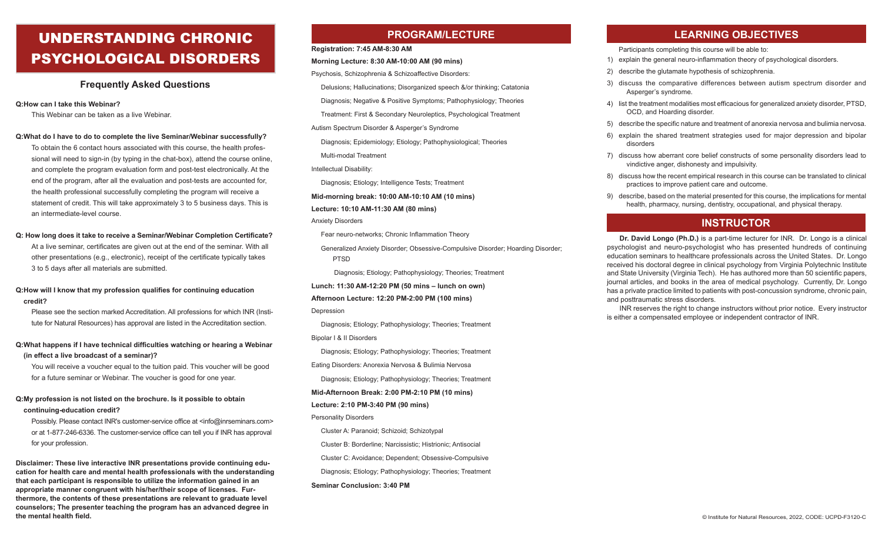# UNDERSTANDING CHRONIC PSYCHOLOGICAL DISORDERS

## Frequently Asked Questions

**Q:How can I take this Webinar?**

This Webinar can be taken as a live Webinar.

**Q:What do I have to do to complete the live Seminar/Webinar successfully?**

To obtain the 6 contact hours associated with this course, the health professional will need to sign-in (by typing in the chat-box), attend the course online, and complete the program evaluation form and post-test electronically. At the end of the program, after all the evaluation and post-tests are accounted for, the health professional successfully completing the program will receive a statement of credit. This will take approximately 3 to 5 business days. This is an intermediate-level course.

**Q: How long does it take to receive a Seminar/Webinar Completion Certificate?**

At a live seminar, certificates are given out at the end of the seminar. With all other presentations (e.g., electronic), receipt of the certificate typically takes 3 to 5 days after all materials are submitted.

**Q:How will I know that my profession qualifies for continuing education credit?**

Please see the section marked Accreditation. All professions for which INR (Institute for Natural Resources) has approval are listed in the Accreditation section.

**Q:What happens if I have technical difficulties watching or hearing a Webinar (in effect a live broadcast of a seminar)?**

You will receive a voucher equal to the tuition paid. This voucher will be good for a future seminar or Webinar. The voucher is good for one year.

**Q:My profession is not listed on the brochure. Is it possible to obtain continuing-education credit?**

Possibly. Please contact INR's customer-service office at <info@inrseminars.com> or at 1-877-246-6336. The customer-service office can tell you if INR has approval for your profession.

**Disclaimer: These live interactive INR presentations provide continuing education for health care and mental health professionals with the understanding that each participant is responsible to utilize the information gained in an appropriate manner congruent with his/her/their scope of licenses. Furthermore, the contents of these presentations are relevant to graduate level counselors; The presenter teaching the program has an advanced degree in the mental health field.**

## PROGRAM/LECTURE

**Registration: 7:45 AM-8:30 AM**

**Morning Lecture: 8:30 AM-10:00 AM (90 mins)**

Psychosis, Schizophrenia & Schizoaffective Disorders:

- Delusions; Hallucinations; Disorganized speech &/or thinking; Catatonia
- Diagnosis; Negative & Positive Symptoms; Pathophysiology; Theories
- Treatment: First & Secondary Neuroleptics, Psychological Treatment

Autism Spectrum Disorder & Asperger's Syndrome

- Diagnosis; Epidemiology; Etiology; Pathophysiological; Theories
- Multi-modal Treatment

Intellectual Disability:

- Diagnosis; Etiology; Intelligence Tests; Treatment

**Mid-morning break: 10:00 AM-10:10 AM (10 mins)**

**Lecture: 10:10 AM-11:30 AM (80 mins)**

Anxiety Disorders

- Fear neuro-networks; Chronic Inflammation Theory
- Generalized Anxiety Disorder; Obsessive-Compulsive Disorder; Hoarding Disorder; PTSD
  - Diagnosis; Etiology; Pathophysiology; Theories; Treatment

**Lunch: 11:30 AM-12:20 PM (50 mins – lunch on own)**

**Afternoon Lecture: 12:20 PM-2:00 PM (100 mins)**

Depression

- Diagnosis; Etiology; Pathophysiology; Theories; Treatment

Bipolar I & II Disorders

- Diagnosis; Etiology; Pathophysiology; Theories; Treatment

Eating Disorders: Anorexia Nervosa & Bulimia Nervosa

- Diagnosis; Etiology; Pathophysiology; Theories; Treatment

**Mid-Afternoon Break: 2:00 PM-2:10 PM (10 mins)**

**Lecture: 2:10 PM-3:40 PM (90 mins)**

Personality Disorders

- Cluster A: Paranoid; Schizoid; Schizotypal
- Cluster B: Borderline; Narcissistic; Histrionic; Antisocial
- Cluster C: Avoidance; Dependent; Obsessive-Compulsive
- Diagnosis; Etiology; Pathophysiology; Theories; Treatment

**Seminar Conclusion: 3:40 PM**

## LEARNING OBJECTIVES

Participants completing this course will be able to:

1) explain the general neuro-inflammation theory of psychological disorders.
2) describe the glutamate hypothesis of schizophrenia.
3) discuss the comparative differences between autism spectrum disorder and Asperger's syndrome.
4) list the treatment modalities most efficacious for generalized anxiety disorder, PTSD, OCD, and Hoarding disorder.
5) describe the specific nature and treatment of anorexia nervosa and bulimia nervosa.
6) explain the shared treatment strategies used for major depression and bipolar disorders
7) discuss how aberrant core belief constructs of some personality disorders lead to vindictive anger, dishonesty and impulsivity.
8) discuss how the recent empirical research in this course can be translated to clinical practices to improve patient care and outcome.
9) describe, based on the material presented for this course, the implications for mental health, pharmacy, nursing, dentistry, occupational, and physical therapy.

## INSTRUCTOR

**Dr. David Longo (Ph.D.)** is a part-time lecturer for INR. Dr. Longo is a clinical psychologist and neuro-psychologist who has presented hundreds of continuing education seminars to healthcare professionals across the United States. Dr. Longo received his doctoral degree in clinical psychology from Virginia Polytechnic Institute and State University (Virginia Tech). He has authored more than 50 scientific papers, journal articles, and books in the area of medical psychology. Currently, Dr. Longo has a private practice limited to patients with post-concussion syndrome, chronic pain, and posttraumatic stress disorders.

INR reserves the right to change instructors without prior notice. Every instructor is either a compensated employee or independent contractor of INR.

© Institute for Natural Resources, 2022, CODE: UCPD-F3120-C